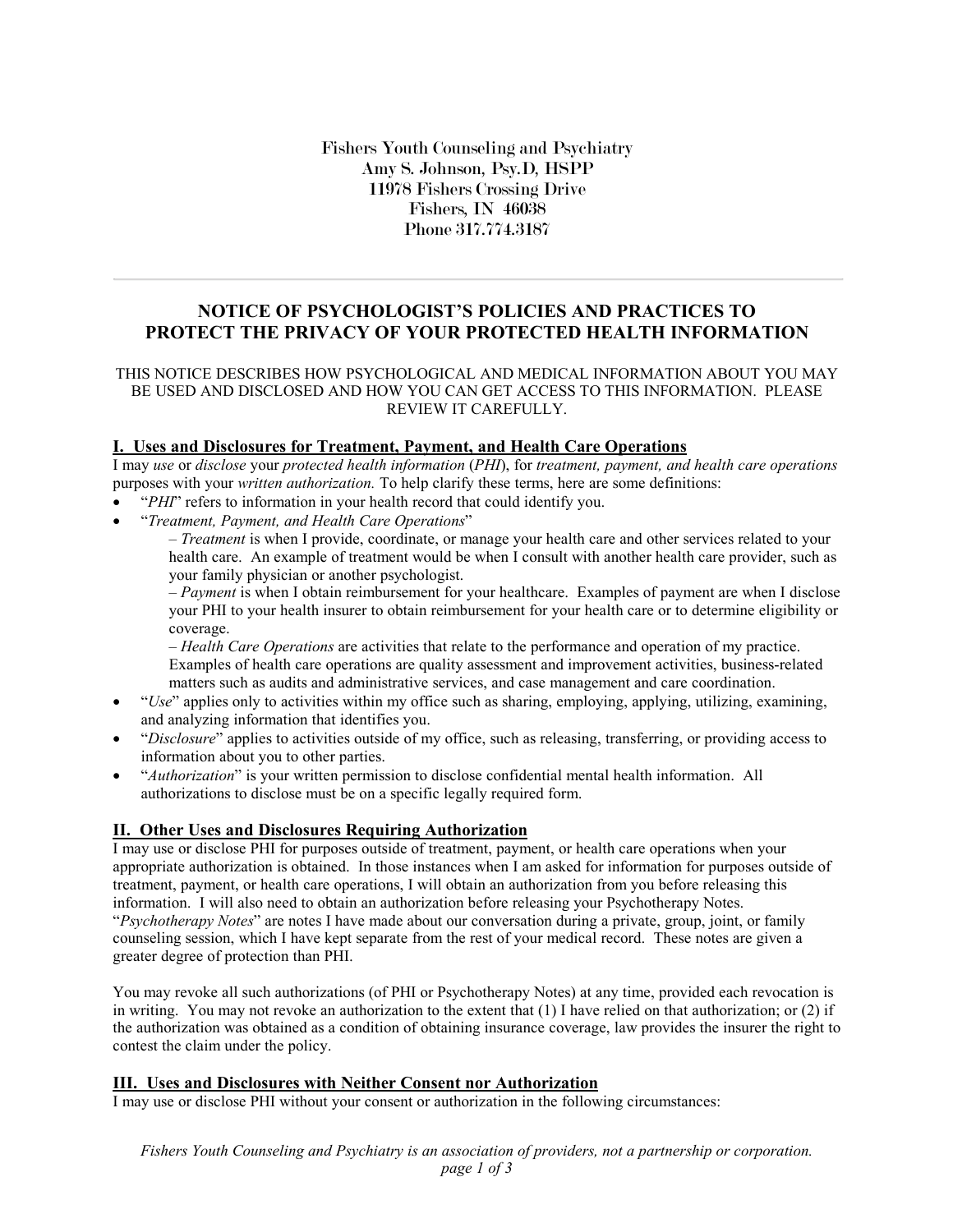Fishers Youth Counseling and Psychiatry
Amy S. Johnson, Psy.D, HSPP
11978 Fishers Crossing Drive
Fishers, IN 46038
Phone 317.774.3187

---

# NOTICE OF PSYCHOLOGIST'S POLICIES AND PRACTICES TO PROTECT THE PRIVACY OF YOUR PROTECTED HEALTH INFORMATION

THIS NOTICE DESCRIBES HOW PSYCHOLOGICAL AND MEDICAL INFORMATION ABOUT YOU MAY BE USED AND DISCLOSED AND HOW YOU CAN GET ACCESS TO THIS INFORMATION. PLEASE REVIEW IT CAREFULLY.

## I. Uses and Disclosures for Treatment, Payment, and Health Care Operations

I may *use* or *disclose* your *protected health information* (*PHI*), for *treatment, payment, and health care operations* purposes with your *written authorization.* To help clarify these terms, here are some definitions:

- "*PHI*" refers to information in your health record that could identify you.
- "*Treatment, Payment, and Health Care Operations*"
  - – *Treatment* is when I provide, coordinate, or manage your health care and other services related to your health care. An example of treatment would be when I consult with another health care provider, such as your family physician or another psychologist.
  - – *Payment* is when I obtain reimbursement for your healthcare. Examples of payment are when I disclose your PHI to your health insurer to obtain reimbursement for your health care or to determine eligibility or coverage.
  - – *Health Care Operations* are activities that relate to the performance and operation of my practice. Examples of health care operations are quality assessment and improvement activities, business-related matters such as audits and administrative services, and case management and care coordination.
- "*Use*" applies only to activities within my office such as sharing, employing, applying, utilizing, examining, and analyzing information that identifies you.
- "*Disclosure*" applies to activities outside of my office, such as releasing, transferring, or providing access to information about you to other parties.
- "*Authorization*" is your written permission to disclose confidential mental health information. All authorizations to disclose must be on a specific legally required form.

## II. Other Uses and Disclosures Requiring Authorization

I may use or disclose PHI for purposes outside of treatment, payment, or health care operations when your appropriate authorization is obtained. In those instances when I am asked for information for purposes outside of treatment, payment, or health care operations, I will obtain an authorization from you before releasing this information. I will also need to obtain an authorization before releasing your Psychotherapy Notes. "*Psychotherapy Notes*" are notes I have made about our conversation during a private, group, joint, or family counseling session, which I have kept separate from the rest of your medical record. These notes are given a greater degree of protection than PHI.

You may revoke all such authorizations (of PHI or Psychotherapy Notes) at any time, provided each revocation is in writing. You may not revoke an authorization to the extent that (1) I have relied on that authorization; or (2) if the authorization was obtained as a condition of obtaining insurance coverage, law provides the insurer the right to contest the claim under the policy.

## III. Uses and Disclosures with Neither Consent nor Authorization

I may use or disclose PHI without your consent or authorization in the following circumstances:

*Fishers Youth Counseling and Psychiatry is an association of providers, not a partnership or corporation.*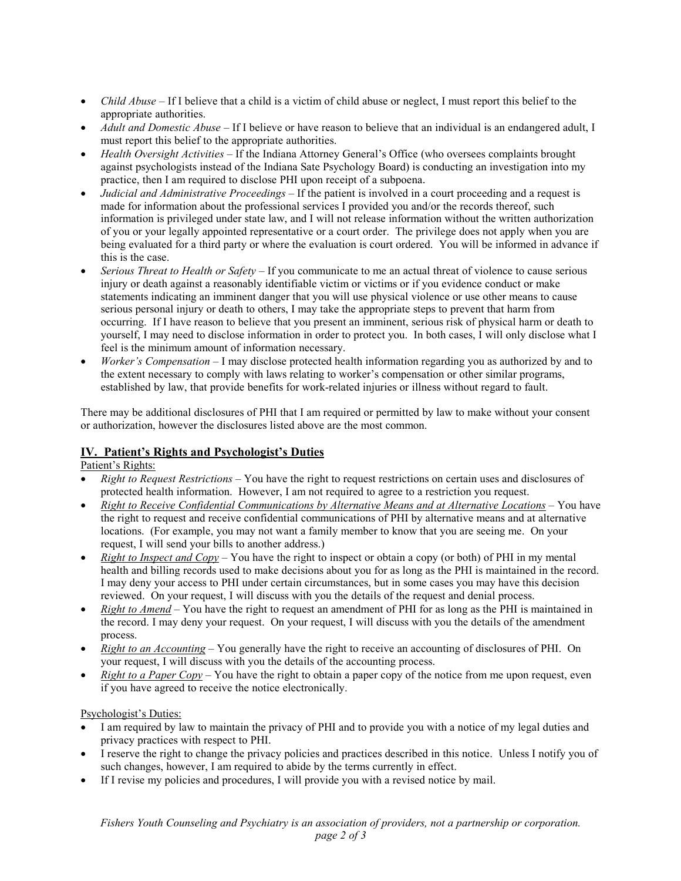- *Child Abuse* – If I believe that a child is a victim of child abuse or neglect, I must report this belief to the appropriate authorities.
- *Adult and Domestic Abuse* – If I believe or have reason to believe that an individual is an endangered adult, I must report this belief to the appropriate authorities.
- *Health Oversight Activities* – If the Indiana Attorney General's Office (who oversees complaints brought against psychologists instead of the Indiana Sate Psychology Board) is conducting an investigation into my practice, then I am required to disclose PHI upon receipt of a subpoena.
- *Judicial and Administrative Proceedings* – If the patient is involved in a court proceeding and a request is made for information about the professional services I provided you and/or the records thereof, such information is privileged under state law, and I will not release information without the written authorization of you or your legally appointed representative or a court order. The privilege does not apply when you are being evaluated for a third party or where the evaluation is court ordered. You will be informed in advance if this is the case.
- *Serious Threat to Health or Safety* – If you communicate to me an actual threat of violence to cause serious injury or death against a reasonably identifiable victim or victims or if you evidence conduct or make statements indicating an imminent danger that you will use physical violence or use other means to cause serious personal injury or death to others, I may take the appropriate steps to prevent that harm from occurring. If I have reason to believe that you present an imminent, serious risk of physical harm or death to yourself, I may need to disclose information in order to protect you. In both cases, I will only disclose what I feel is the minimum amount of information necessary.
- *Worker's Compensation* – I may disclose protected health information regarding you as authorized by and to the extent necessary to comply with laws relating to worker's compensation or other similar programs, established by law, that provide benefits for work-related injuries or illness without regard to fault.

There may be additional disclosures of PHI that I am required or permitted by law to make without your consent or authorization, however the disclosures listed above are the most common.

## IV. Patient's Rights and Psychologist's Duties

Patient's Rights:

- *Right to Request Restrictions* – You have the right to request restrictions on certain uses and disclosures of protected health information. However, I am not required to agree to a restriction you request.
- *Right to Receive Confidential Communications by Alternative Means and at Alternative Locations* – You have the right to request and receive confidential communications of PHI by alternative means and at alternative locations. (For example, you may not want a family member to know that you are seeing me. On your request, I will send your bills to another address.)
- *Right to Inspect and Copy* – You have the right to inspect or obtain a copy (or both) of PHI in my mental health and billing records used to make decisions about you for as long as the PHI is maintained in the record. I may deny your access to PHI under certain circumstances, but in some cases you may have this decision reviewed. On your request, I will discuss with you the details of the request and denial process.
- *Right to Amend* – You have the right to request an amendment of PHI for as long as the PHI is maintained in the record. I may deny your request. On your request, I will discuss with you the details of the amendment process.
- *Right to an Accounting* – You generally have the right to receive an accounting of disclosures of PHI. On your request, I will discuss with you the details of the accounting process.
- *Right to a Paper Copy* – You have the right to obtain a paper copy of the notice from me upon request, even if you have agreed to receive the notice electronically.

Psychologist's Duties:

- I am required by law to maintain the privacy of PHI and to provide you with a notice of my legal duties and privacy practices with respect to PHI.
- I reserve the right to change the privacy policies and practices described in this notice. Unless I notify you of such changes, however, I am required to abide by the terms currently in effect.
- If I revise my policies and procedures, I will provide you with a revised notice by mail.

*Fishers Youth Counseling and Psychiatry is an association of providers, not a partnership or corporation.*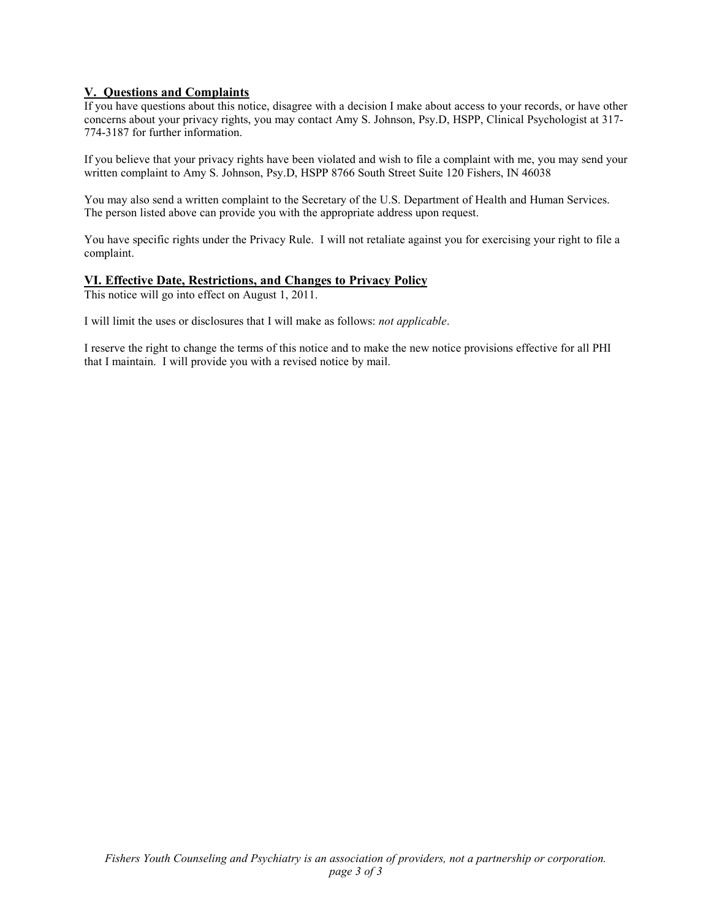## V. Questions and Complaints

If you have questions about this notice, disagree with a decision I make about access to your records, or have other concerns about your privacy rights, you may contact Amy S. Johnson, Psy.D, HSPP, Clinical Psychologist at 317-774-3187 for further information.

If you believe that your privacy rights have been violated and wish to file a complaint with me, you may send your written complaint to Amy S. Johnson, Psy.D, HSPP 8766 South Street Suite 120 Fishers, IN 46038

You may also send a written complaint to the Secretary of the U.S. Department of Health and Human Services. The person listed above can provide you with the appropriate address upon request.

You have specific rights under the Privacy Rule. I will not retaliate against you for exercising your right to file a complaint.

## VI. Effective Date, Restrictions, and Changes to Privacy Policy

This notice will go into effect on August 1, 2011.

I will limit the uses or disclosures that I will make as follows: *not applicable*.

I reserve the right to change the terms of this notice and to make the new notice provisions effective for all PHI that I maintain. I will provide you with a revised notice by mail.

*Fishers Youth Counseling and Psychiatry is an association of providers, not a partnership or corporation.*